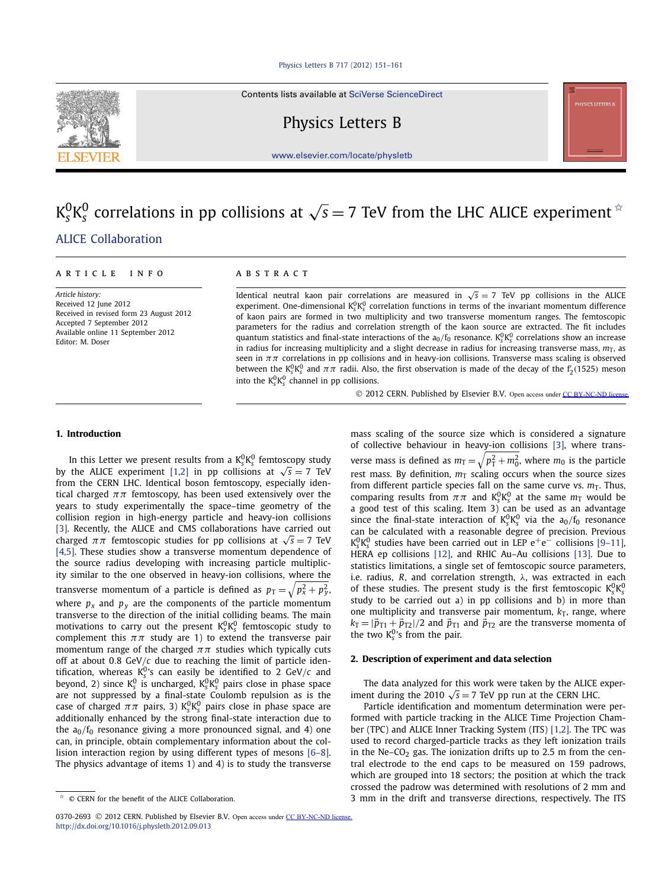# $K^0_sK^0_s$ correlations in pp collisions at $\sqrt{s} = 7$ TeV from the LHC ALICE experiment ☆

ALICE Collaboration

ARTICLE INFO

*Article history:*
Received 12 June 2012
Received in revised form 23 August 2012
Accepted 7 September 2012
Available online 11 September 2012
Editor: M. Doser

ABSTRACT

Identical neutral kaon pair correlations are measured in $\sqrt{s} = 7$ TeV pp collisions in the ALICE experiment. One-dimensional $K^0_sK^0_s$ correlation functions in terms of the invariant momentum difference of kaon pairs are formed in two multiplicity and two transverse momentum ranges. The femtoscopic parameters for the radius and correlation strength of the kaon source are extracted. The fit includes quantum statistics and final-state interactions of the $a_0/f_0$ resonance. $K^0_sK^0_s$ correlations show an increase in radius for increasing multiplicity and a slight decrease in radius for increasing transverse mass, $m_T$, as seen in $\pi\pi$ correlations in pp collisions and in heavy-ion collisions. Transverse mass scaling is observed between the $K^0_sK^0_s$ and $\pi\pi$ radii. Also, the first observation is made of the decay of the $f'_2(1525)$ meson into the $K^0_sK^0_s$ channel in pp collisions.

© 2012 CERN. Published by Elsevier B.V. Open access under CC BY-NC-ND license.

## 1. Introduction

In this Letter we present results from a $K^0_sK^0_s$ femtoscopy study by the ALICE experiment [1,2] in pp collisions at $\sqrt{s} = 7$ TeV from the CERN LHC. Identical boson femtoscopy, especially identical charged $\pi\pi$ femtoscopy, has been used extensively over the years to study experimentally the space–time geometry of the collision region in high-energy particle and heavy-ion collisions [3]. Recently, the ALICE and CMS collaborations have carried out charged $\pi\pi$ femtoscopic studies for pp collisions at $\sqrt{s} = 7$ TeV [4,5]. These studies show a transverse momentum dependence of the source radius developing with increasing particle multiplicity similar to the one observed in heavy-ion collisions, where the transverse momentum of a particle is defined as $p_T = \sqrt{p_x^2 + p_y^2}$, where $p_x$ and $p_y$ are the components of the particle momentum transverse to the direction of the initial colliding beams. The main motivations to carry out the present $K^0_sK^0_s$ femtoscopic study to complement this $\pi\pi$ study are 1) to extend the transverse pair momentum range of the charged $\pi\pi$ studies which typically cuts off at about 0.8 GeV/$c$ due to reaching the limit of particle identification, whereas $K^0_s$'s can easily be identified to 2 GeV/$c$ and beyond, 2) since $K^0_s$ is uncharged, $K^0_sK^0_s$ pairs close in phase space are not suppressed by a final-state Coulomb repulsion as is the case of charged $\pi\pi$ pairs, 3) $K^0_sK^0_s$ pairs close in phase space are additionally enhanced by the strong final-state interaction due to the $a_0/f_0$ resonance giving a more pronounced signal, and 4) one can, in principle, obtain complementary information about the collision interaction region by using different types of mesons [6–8]. The physics advantage of items 1) and 4) is to study the transverse mass scaling of the source size which is considered a signature of collective behaviour in heavy-ion collisions [3], where transverse mass is defined as $m_T = \sqrt{p_T^2 + m_0^2}$, where $m_0$ is the particle rest mass. By definition, $m_T$ scaling occurs when the source sizes from different particle species fall on the same curve vs. $m_T$. Thus, comparing results from $\pi\pi$ and $K^0_sK^0_s$ at the same $m_T$ would be a good test of this scaling. Item 3) can be used as an advantage since the final-state interaction of $K^0_sK^0_s$ via the $a_0/f_0$ resonance can be calculated with a reasonable degree of precision. Previous $K^0_sK^0_s$ studies have been carried out in LEP $e^+e^-$ collisions [9–11], HERA ep collisions [12], and RHIC Au–Au collisions [13]. Due to statistics limitations, a single set of femtoscopic source parameters, i.e. radius, $R$, and correlation strength, $\lambda$, was extracted in each of these studies. The present study is the first femtoscopic $K^0_sK^0_s$ study to be carried out a) in pp collisions and b) in more than one multiplicity and transverse pair momentum, $k_T$, range, where $k_T = |\vec{p}_{T1} + \vec{p}_{T2}|/2$ and $\vec{p}_{T1}$ and $\vec{p}_{T2}$ are the transverse momenta of the two $K^0_s$'s from the pair.

## 2. Description of experiment and data selection

The data analyzed for this work were taken by the ALICE experiment during the 2010 $\sqrt{s} = 7$ TeV pp run at the CERN LHC.

Particle identification and momentum determination were performed with particle tracking in the ALICE Time Projection Chamber (TPC) and ALICE Inner Tracking System (ITS) [1,2]. The TPC was used to record charged-particle tracks as they left ionization trails in the Ne–$CO_2$ gas. The ionization drifts up to 2.5 m from the central electrode to the end caps to be measured on 159 padrows, which are grouped into 18 sectors; the position at which the track crossed the padrow was determined with resolutions of 2 mm and 3 mm in the drift and transverse directions, respectively. The ITS

☆ © CERN for the benefit of the ALICE Collaboration.

0370-2693 © 2012 CERN. Published by Elsevier B.V. Open access under CC BY-NC-ND license.
http://dx.doi.org/10.1016/j.physletb.2012.09.013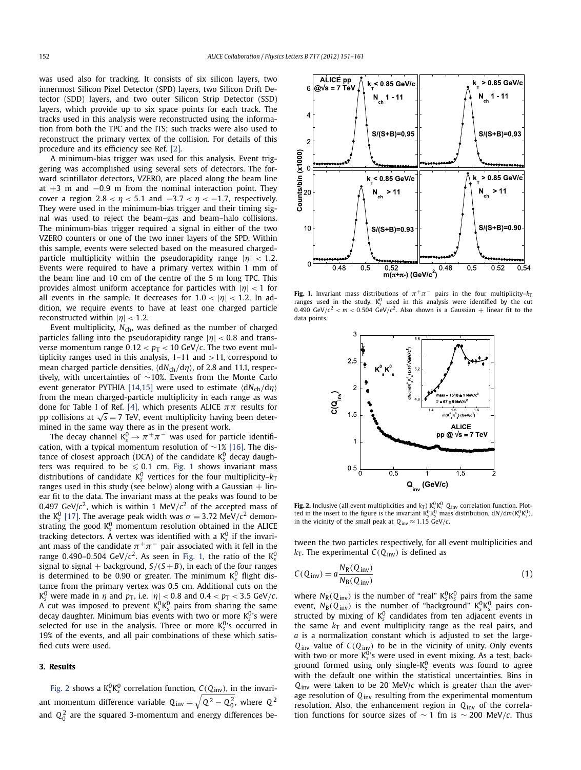was used also for tracking. It consists of six silicon layers, two innermost Silicon Pixel Detector (SPD) layers, two Silicon Drift Detector (SDD) layers, and two outer Silicon Strip Detector (SSD) layers, which provide up to six space points for each track. The tracks used in this analysis were reconstructed using the information from both the TPC and the ITS; such tracks were also used to reconstruct the primary vertex of the collision. For details of this procedure and its efficiency see Ref. [2].

A minimum-bias trigger was used for this analysis. Event triggering was accomplished using several sets of detectors. The forward scintillator detectors, VZERO, are placed along the beam line at $+3$ m and $-0.9$ m from the nominal interaction point. They cover a region $2.8 < \eta < 5.1$ and $-3.7 < \eta < -1.7$, respectively. They were used in the minimum-bias trigger and their timing signal was used to reject the beam–gas and beam–halo collisions. The minimum-bias trigger required a signal in either of the two VZERO counters or one of the two inner layers of the SPD. Within this sample, events were selected based on the measured charged-particle multiplicity within the pseudorapidity range $|\eta| < 1.2$. Events were required to have a primary vertex within 1 mm of the beam line and 10 cm of the centre of the 5 m long TPC. This provides almost uniform acceptance for particles with $|\eta| < 1$ for all events in the sample. It decreases for $1.0 < |\eta| < 1.2$. In addition, we require events to have at least one charged particle reconstructed within $|\eta| < 1.2$.

Event multiplicity, $N_{\mathrm{ch}}$, was defined as the number of charged particles falling into the pseudorapidity range $|\eta| < 0.8$ and transverse momentum range $0.12 < p_{\mathrm{T}} < 10$ GeV/$c$. The two event multiplicity ranges used in this analysis, 1–11 and >11, correspond to mean charged particle densities, $\langle \mathrm{d}N_{\mathrm{ch}}/\mathrm{d}\eta \rangle$, of 2.8 and 11.1, respectively, with uncertainties of ~10%. Events from the Monte Carlo event generator PYTHIA [14,15] were used to estimate $\langle \mathrm{d}N_{\mathrm{ch}}/\mathrm{d}\eta \rangle$ from the mean charged-particle multiplicity in each range as was done for Table I of Ref. [4], which presents ALICE $\pi\pi$ results for pp collisions at $\sqrt{s} = 7$ TeV, event multiplicity having been determined in the same way there as in the present work.

The decay channel $\mathrm{K}^0_s \to \pi^+\pi^-$ was used for particle identification, with a typical momentum resolution of ~1% [16]. The distance of closest approach (DCA) of the candidate $\mathrm{K}^0_s$ decay daughters was required to be $\leqslant 0.1$ cm. Fig. 1 shows invariant mass distributions of candidate $\mathrm{K}^0_s$ vertices for the four multiplicity–$k_{\mathrm{T}}$ ranges used in this study (see below) along with a Gaussian + linear fit to the data. The invariant mass at the peaks was found to be 0.497 GeV/$c^2$, which is within 1 MeV/$c^2$ of the accepted mass of the $\mathrm{K}^0_s$ [17]. The average peak width was $\sigma = 3.72$ MeV/$c^2$ demonstrating the good $\mathrm{K}^0_s$ momentum resolution obtained in the ALICE tracking detectors. A vertex was identified with a $\mathrm{K}^0_s$ if the invariant mass of the candidate $\pi^+\pi^-$ pair associated with it fell in the range 0.490–0.504 GeV/$c^2$. As seen in Fig. 1, the ratio of the $\mathrm{K}^0_s$ signal to signal + background, $S/(S+B)$, in each of the four ranges is determined to be 0.90 or greater. The minimum $\mathrm{K}^0_s$ flight distance from the primary vertex was 0.5 cm. Additional cuts on the $\mathrm{K}^0_s$ were made in $\eta$ and $p_{\mathrm{T}}$, i.e. $|\eta| < 0.8$ and $0.4 < p_{\mathrm{T}} < 3.5$ GeV/$c$. A cut was imposed to prevent $\mathrm{K}^0_s\mathrm{K}^0_s$ pairs from sharing the same decay daughter. Minimum bias events with two or more $\mathrm{K}^0_s$'s were selected for use in the analysis. Three or more $\mathrm{K}^0_s$'s occurred in 19% of the events, and all pair combinations of these which satisfied cuts were used.

**Fig. 1.** Invariant mass distributions of $\pi^+\pi^-$ pairs in the four multiplicity–$k_{\mathrm{T}}$ ranges used in the study. $\mathrm{K}^0_s$ used in this analysis were identified by the cut 0.490 GeV/$c^2$ < $m$ < 0.504 GeV/$c^2$. Also shown is a Gaussian + linear fit to the data points.

**Fig. 2.** Inclusive (all event multiplicities and $k_{\mathrm{T}}$) $\mathrm{K}^0_s\mathrm{K}^0_s$ $Q_{\mathrm{inv}}$ correlation function. Plotted in the insert to the figure is the invariant $\mathrm{K}^0_s\mathrm{K}^0_s$ mass distribution, $\mathrm{d}N/\mathrm{d}m(\mathrm{K}^0_s\mathrm{K}^0_s)$, in the vicinity of the small peak at $Q_{\mathrm{inv}} \approx 1.15$ GeV/$c$.

## 3. Results

Fig. 2 shows a $\mathrm{K}^0_s\mathrm{K}^0_s$ correlation function, $C(Q_{\mathrm{inv}})$, in the invariant momentum difference variable $Q_{\mathrm{inv}} = \sqrt{Q^2 - Q_0^2}$, where $Q^2$ and $Q_0^2$ are the squared 3-momentum and energy differences between the two particles respectively, for all event multiplicities and $k_{\mathrm{T}}$. The experimental $C(Q_{\mathrm{inv}})$ is defined as

$$C(Q_{\mathrm{inv}}) = a\frac{N_{\mathrm{R}}(Q_{\mathrm{inv}})}{N_{\mathrm{B}}(Q_{\mathrm{inv}})} \tag{1}$$

where $N_{\mathrm{R}}(Q_{\mathrm{inv}})$ is the number of "real" $\mathrm{K}^0_s\mathrm{K}^0_s$ pairs from the same event, $N_{\mathrm{B}}(Q_{\mathrm{inv}})$ is the number of "background" $\mathrm{K}^0_s\mathrm{K}^0_s$ pairs constructed by mixing of $\mathrm{K}^0_s$ candidates from ten adjacent events in the same $k_{\mathrm{T}}$ and event multiplicity range as the real pairs, and $a$ is a normalization constant which is adjusted to set the large-$Q_{\mathrm{inv}}$ value of $C(Q_{\mathrm{inv}})$ to be in the vicinity of unity. Only events with two or more $\mathrm{K}^0_s$'s were used in event mixing. As a test, background formed using only single-$\mathrm{K}^0_s$ events was found to agree with the default one within the statistical uncertainties. Bins in $Q_{\mathrm{inv}}$ were taken to be 20 MeV/$c$ which is greater than the average resolution of $Q_{\mathrm{inv}}$ resulting from the experimental momentum resolution. Also, the enhancement region in $Q_{\mathrm{inv}}$ of the correlation functions for source sizes of ~1 fm is ~200 MeV/$c$. Thus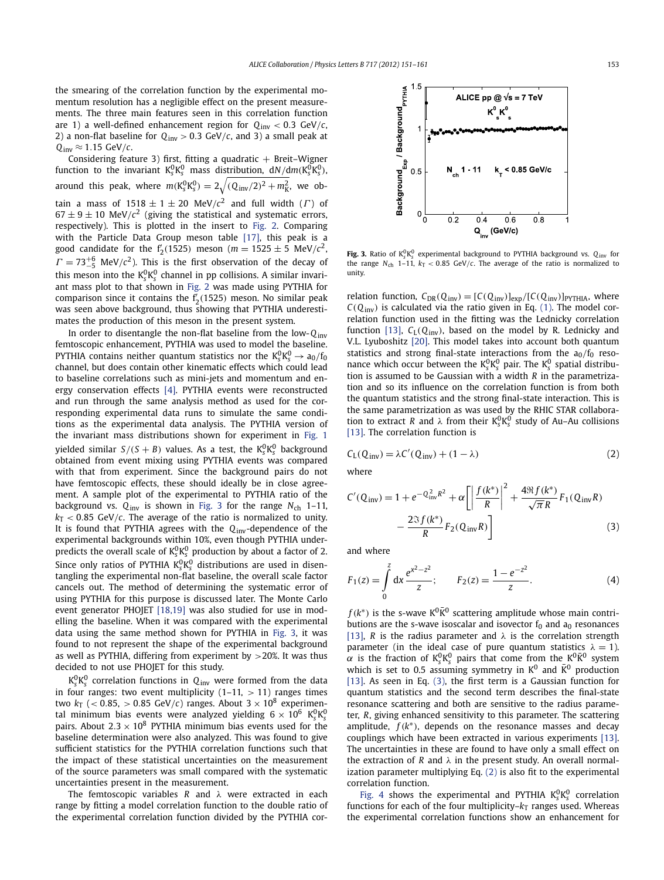the smearing of the correlation function by the experimental momentum resolution has a negligible effect on the present measurements. The three main features seen in this correlation function are 1) a well-defined enhancement region for $Q_{\rm inv} < 0.3$ GeV/$c$, 2) a non-flat baseline for $Q_{\rm inv} > 0.3$ GeV/$c$, and 3) a small peak at $Q_{\rm inv} \approx 1.15$ GeV/$c$.

Considering feature 3) first, fitting a quadratic + Breit–Wigner function to the invariant $K^0_s K^0_s$ mass distribution, $dN/dm(K^0_s K^0_s)$, around this peak, where $m(K^0_s K^0_s) = 2\sqrt{(Q_{\rm inv}/2)^2 + m_K^2}$, we obtain a mass of $1518 \pm 1 \pm 20$ MeV/$c^2$ and full width ($\Gamma$) of $67 \pm 9 \pm 10$ MeV/$c^2$ (giving the statistical and systematic errors, respectively). This is plotted in the insert to Fig. 2. Comparing with the Particle Data Group meson table [17], this peak is a good candidate for the $f_2'(1525)$ meson ($m = 1525 \pm 5$ MeV/$c^2$, $\Gamma = 73^{+6}_{-5}$ MeV/$c^2$). This is the first observation of the decay of this meson into the $K^0_s K^0_s$ channel in pp collisions. A similar invariant mass plot to that shown in Fig. 2 was made using PYTHIA for comparison since it contains the $f_2'(1525)$ meson. No similar peak was seen above background, thus showing that PYTHIA underestimates the production of this meson in the present system.

In order to disentangle the non-flat baseline from the low-$Q_{\rm inv}$ femtoscopic enhancement, PYTHIA was used to model the baseline. PYTHIA contains neither quantum statistics nor the $K^0_s K^0_s \to a_0/f_0$ channel, but does contain other kinematic effects which could lead to baseline correlations such as mini-jets and momentum and energy conservation effects [4]. PYTHIA events were reconstructed and run through the same analysis method as used for the corresponding experimental data runs to simulate the same conditions as the experimental data analysis. The PYTHIA version of the invariant mass distributions shown for experiment in Fig. 1 yielded similar $S/(S+B)$ values. As a test, the $K^0_s K^0_s$ background obtained from event mixing using PYTHIA events was compared with that from experiment. Since the background pairs do not have femtoscopic effects, these should ideally be in close agreement. A sample plot of the experimental to PYTHIA ratio of the background vs. $Q_{\rm inv}$ is shown in Fig. 3 for the range $N_{\rm ch}$ 1–11, $k_T < 0.85$ GeV/$c$. The average of the ratio is normalized to unity. It is found that PYTHIA agrees with the $Q_{\rm inv}$-dependence of the experimental backgrounds within 10%, even though PYTHIA underpredicts the overall scale of $K^0_s K^0_s$ production by about a factor of 2. Since only ratios of PYTHIA $K^0_s K^0_s$ distributions are used in disentangling the experimental non-flat baseline, the overall scale factor cancels out. The method of determining the systematic error of using PYTHIA for this purpose is discussed later. The Monte Carlo event generator PHOJET [18,19] was also studied for use in modelling the baseline. When it was compared with the experimental data using the same method shown for PYTHIA in Fig. 3, it was found to not represent the shape of the experimental background as well as PYTHIA, differing from experiment by >20%. It was thus decided to not use PHOJET for this study.

$K^0_s K^0_s$ correlation functions in $Q_{\rm inv}$ were formed from the data in four ranges: two event multiplicity (1–11, > 11) ranges times two $k_T$ (< 0.85, > 0.85 GeV/$c$) ranges. About $3 \times 10^8$ experimental minimum bias events were analyzed yielding $6 \times 10^6$ $K^0_s K^0_s$ pairs. About $2.3 \times 10^8$ PYTHIA minimum bias events used for the baseline determination were also analyzed. This was found to give sufficient statistics for the PYTHIA correlation functions such that the impact of these statistical uncertainties on the measurement of the source parameters was small compared with the systematic uncertainties present in the measurement.

The femtoscopic variables $R$ and $\lambda$ were extracted in each range by fitting a model correlation function to the double ratio of the experimental correlation function divided by the PYTHIA correlation function, $C_{\rm DR}(Q_{\rm inv}) = [C(Q_{\rm inv})]_{\rm exp}/[C(Q_{\rm inv})]_{\rm PYTHIA}$, where $C(Q_{\rm inv})$ is calculated via the ratio given in Eq. (1). The model correlation function used in the fitting was the Lednicky correlation function [13], $C_L(Q_{\rm inv})$, based on the model by R. Lednicky and V.L. Lyuboshitz [20]. This model takes into account both quantum statistics and strong final-state interactions from the $a_0/f_0$ resonance which occur between the $K^0_s K^0_s$ pair. The $K^0_s$ spatial distribution is assumed to be Gaussian with a width $R$ in the parametrization and so its influence on the correlation function is from both the quantum statistics and the strong final-state interaction. This is the same parametrization as was used by the RHIC STAR collaboration to extract $R$ and $\lambda$ from their $K^0_s K^0_s$ study of Au–Au collisions [13]. The correlation function is

$$C_L(Q_{\rm inv}) = \lambda C'(Q_{\rm inv}) + (1 - \lambda) \tag{2}$$

where

$$C'(Q_{\rm inv}) = 1 + e^{-Q_{\rm inv}^2 R^2} + \alpha\left[\left|\frac{f(k^*)}{R}\right|^2 + \frac{4\Re f(k^*)}{\sqrt{\pi}R} F_1(Q_{\rm inv}R) - \frac{2\Im f(k^*)}{R} F_2(Q_{\rm inv}R)\right] \tag{3}$$

and where

$$F_1(z) = \int_0^z dx \frac{e^{x^2 - z^2}}{z}; \qquad F_2(z) = \frac{1 - e^{-z^2}}{z}. \tag{4}$$

$f(k^*)$ is the s-wave $K^0\bar{K}^0$ scattering amplitude whose main contributions are the s-wave isoscalar and isovector $f_0$ and $a_0$ resonances [13], $R$ is the radius parameter and $\lambda$ is the correlation strength parameter (in the ideal case of pure quantum statistics $\lambda = 1$). $\alpha$ is the fraction of $K^0_s K^0_s$ pairs that come from the $K^0\bar{K}^0$ system which is set to 0.5 assuming symmetry in $K^0$ and $\bar{K}^0$ production [13]. As seen in Eq. (3), the first term is a Gaussian function for quantum statistics and the second term describes the final-state resonance scattering and both are sensitive to the radius parameter, $R$, giving enhanced sensitivity to this parameter. The scattering amplitude, $f(k^*)$, depends on the resonance masses and decay couplings which have been extracted in various experiments [13]. The uncertainties in these are found to have only a small effect on the extraction of $R$ and $\lambda$ in the present study. An overall normalization parameter multiplying Eq. (2) is also fit to the experimental correlation function.

Fig. 3. Ratio of $K^0_s K^0_s$ experimental background to PYTHIA background vs. $Q_{\rm inv}$ for the range $N_{\rm ch}$ 1–11, $k_T < 0.85$ GeV/$c$. The average of the ratio is normalized to unity.

Fig. 4 shows the experimental and PYTHIA $K^0_s K^0_s$ correlation functions for each of the four multiplicity–$k_T$ ranges used. Whereas the experimental correlation functions show an enhancement for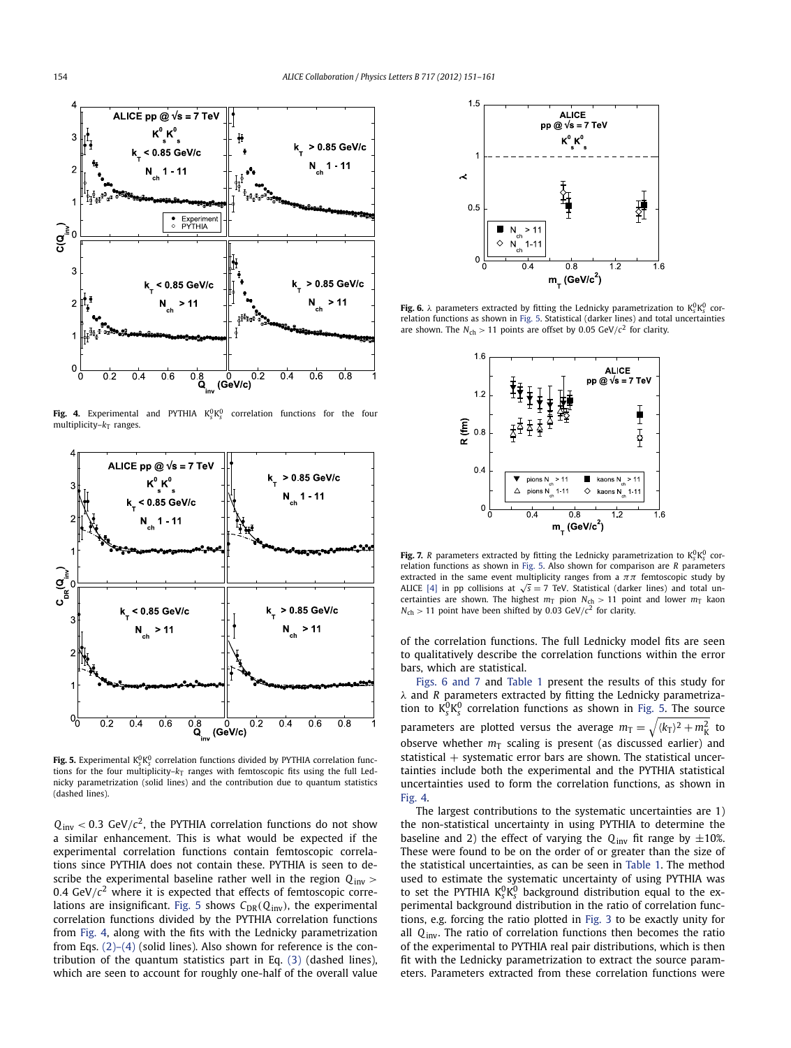**Fig. 4.** Experimental and PYTHIA $K^0_s K^0_s$ correlation functions for the four multiplicity–$k_T$ ranges.

**Fig. 5.** Experimental $K^0_s K^0_s$ correlation functions divided by PYTHIA correlation functions for the four multiplicity–$k_T$ ranges with femtoscopic fits using the full Lednicky parametrization (solid lines) and the contribution due to quantum statistics (dashed lines).

$Q_{inv} < 0.3$ GeV/$c^2$, the PYTHIA correlation functions do not show a similar enhancement. This is what would be expected if the experimental correlation functions contain femtoscopic correlations since PYTHIA does not contain these. PYTHIA is seen to describe the experimental baseline rather well in the region $Q_{inv} > 0.4$ GeV/$c^2$ where it is expected that effects of femtoscopic correlations are insignificant. Fig. 5 shows $C_{DR}(Q_{inv})$, the experimental correlation functions divided by the PYTHIA correlation functions from Fig. 4, along with the fits with the Lednicky parametrization from Eqs. (2)–(4) (solid lines). Also shown for reference is the contribution of the quantum statistics part in Eq. (3) (dashed lines), which are seen to account for roughly one-half of the overall value of the correlation functions. The full Lednicky model fits are seen to qualitatively describe the correlation functions within the error bars, which are statistical.

**Fig. 6.** $\lambda$ parameters extracted by fitting the Lednicky parametrization to $K^0_s K^0_s$ correlation functions as shown in Fig. 5. Statistical (darker lines) and total uncertainties are shown. The $N_{ch} > 11$ points are offset by 0.05 GeV/$c^2$ for clarity.

**Fig. 7.** $R$ parameters extracted by fitting the Lednicky parametrization to $K^0_s K^0_s$ correlation functions as shown in Fig. 5. Also shown for comparison are $R$ parameters extracted in the same event multiplicity ranges from a $\pi\pi$ femtoscopic study by ALICE [4] in pp collisions at $\sqrt{s} = 7$ TeV. Statistical (darker lines) and total uncertainties are shown. The highest $m_T$ pion $N_{ch} > 11$ point and lower $m_T$ kaon $N_{ch} > 11$ point have been shifted by 0.03 GeV/$c^2$ for clarity.

Figs. 6 and 7 and Table 1 present the results of this study for $\lambda$ and $R$ parameters extracted by fitting the Lednicky parametrization to $K^0_s K^0_s$ correlation functions as shown in Fig. 5. The source parameters are plotted versus the average $m_T = \sqrt{\langle k_T \rangle^2 + m_K^2}$ to observe whether $m_T$ scaling is present (as discussed earlier) and statistical + systematic error bars are shown. The statistical uncertainties include both the experimental and the PYTHIA statistical uncertainties used to form the correlation functions, as shown in Fig. 4.

The largest contributions to the systematic uncertainties are 1) the non-statistical uncertainty in using PYTHIA to determine the baseline and 2) the effect of varying the $Q_{inv}$ fit range by $\pm 10\%$. These were found to be on the order of or greater than the size of the statistical uncertainties, as can be seen in Table 1. The method used to estimate the systematic uncertainty of using PYTHIA was to set the PYTHIA $K^0_s K^0_s$ background distribution equal to the experimental background distribution in the ratio of correlation functions, e.g. forcing the ratio plotted in Fig. 3 to be exactly unity for all $Q_{inv}$. The ratio of correlation functions then becomes the ratio of the experimental to PYTHIA real pair distributions, which is then fit with the Lednicky parametrization to extract the source parameters. Parameters extracted from these correlation functions were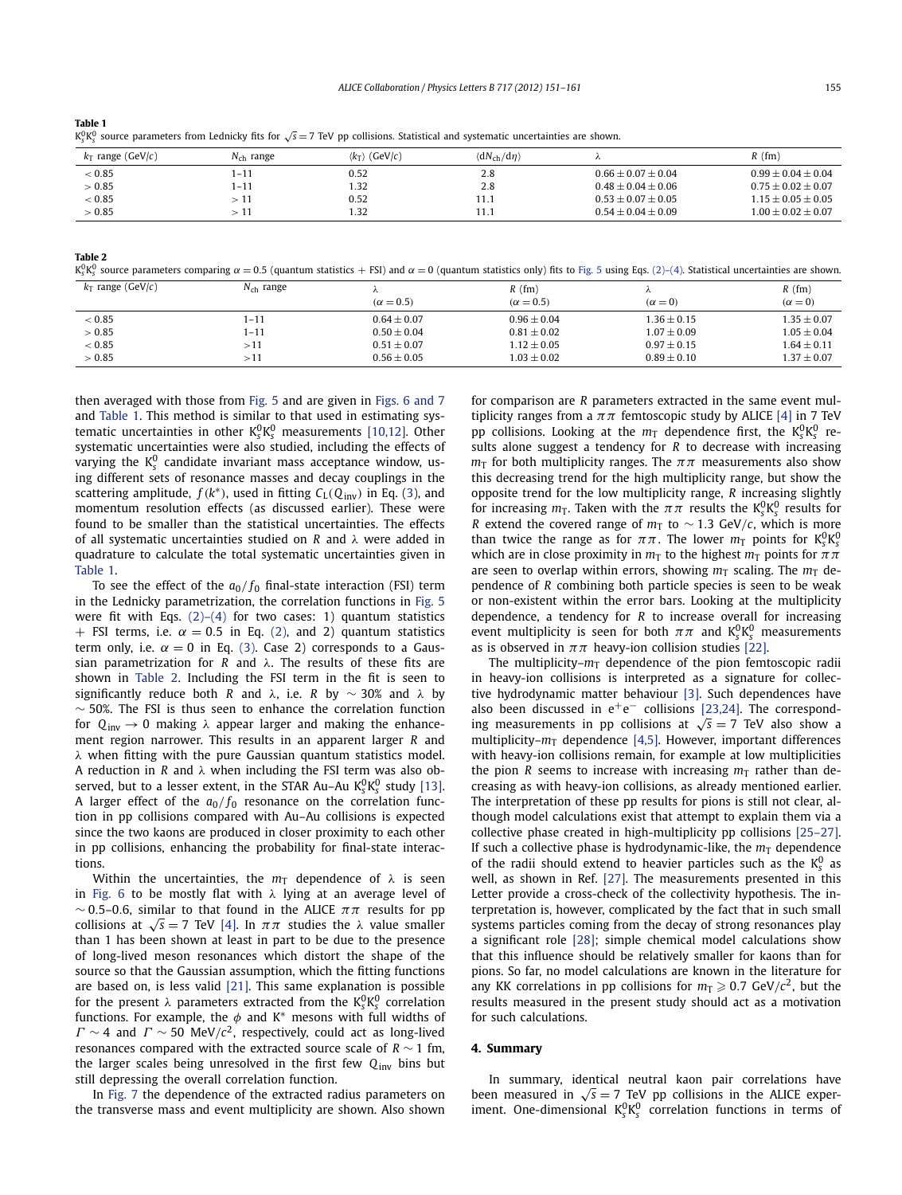**Table 1**

$K^0_s K^0_s$ source parameters from Lednicky fits for $\sqrt{s} = 7$ TeV pp collisions. Statistical and systematic uncertainties are shown.

| $k_T$ range (GeV/$c$) | $N_{ch}$ range | $\langle k_T \rangle$ (GeV/$c$) | $\langle dN_{ch}/d\eta \rangle$ | $\lambda$ | $R$ (fm) |
|---|---|---|---|---|---|
| $< 0.85$ | 1–11 | 0.52 | 2.8 | $0.66 \pm 0.07 \pm 0.04$ | $0.99 \pm 0.04 \pm 0.04$ |
| $> 0.85$ | 1–11 | 1.32 | 2.8 | $0.48 \pm 0.04 \pm 0.06$ | $0.75 \pm 0.02 \pm 0.07$ |
| $< 0.85$ | $> 11$ | 0.52 | 11.1 | $0.53 \pm 0.07 \pm 0.05$ | $1.15 \pm 0.05 \pm 0.05$ |
| $> 0.85$ | $> 11$ | 1.32 | 11.1 | $0.54 \pm 0.04 \pm 0.09$ | $1.00 \pm 0.02 \pm 0.07$ |

**Table 2**

$K^0_s K^0_s$ source parameters comparing $\alpha = 0.5$ (quantum statistics + FSI) and $\alpha = 0$ (quantum statistics only) fits to Fig. 5 using Eqs. (2)–(4). Statistical uncertainties are shown.

| $k_T$ range (GeV/$c$) | $N_{ch}$ range | $\lambda$ ($\alpha = 0.5$) | $R$ (fm) ($\alpha = 0.5$) | $\lambda$ ($\alpha = 0$) | $R$ (fm) ($\alpha = 0$) |
|---|---|---|---|---|---|
| $< 0.85$ | 1–11 | $0.64 \pm 0.07$ | $0.96 \pm 0.04$ | $1.36 \pm 0.15$ | $1.35 \pm 0.07$ |
| $> 0.85$ | 1–11 | $0.50 \pm 0.04$ | $0.81 \pm 0.02$ | $1.07 \pm 0.09$ | $1.05 \pm 0.04$ |
| $< 0.85$ | $>11$ | $0.51 \pm 0.07$ | $1.12 \pm 0.05$ | $0.97 \pm 0.15$ | $1.64 \pm 0.11$ |
| $> 0.85$ | $>11$ | $0.56 \pm 0.05$ | $1.03 \pm 0.02$ | $0.89 \pm 0.10$ | $1.37 \pm 0.07$ |

then averaged with those from Fig. 5 and are given in Figs. 6 and 7 and Table 1. This method is similar to that used in estimating systematic uncertainties in other $K^0_s K^0_s$ measurements [10,12]. Other systematic uncertainties were also studied, including the effects of varying the $K^0_s$ candidate invariant mass acceptance window, using different sets of resonance masses and decay couplings in the scattering amplitude, $f(k^*)$, used in fitting $C_L(Q_{inv})$ in Eq. (3), and momentum resolution effects (as discussed earlier). These were found to be smaller than the statistical uncertainties. The effects of all systematic uncertainties studied on $R$ and $\lambda$ were added in quadrature to calculate the total systematic uncertainties given in Table 1.

To see the effect of the $a_0/f_0$ final-state interaction (FSI) term in the Lednicky parametrization, the correlation functions in Fig. 5 were fit with Eqs. (2)–(4) for two cases: 1) quantum statistics + FSI terms, i.e. $\alpha = 0.5$ in Eq. (2), and 2) quantum statistics term only, i.e. $\alpha = 0$ in Eq. (3). Case 2) corresponds to a Gaussian parametrization for $R$ and $\lambda$. The results of these fits are shown in Table 2. Including the FSI term in the fit is seen to significantly reduce both $R$ and $\lambda$, i.e. $R$ by $\sim 30\%$ and $\lambda$ by $\sim 50\%$. The FSI is thus seen to enhance the correlation function for $Q_{inv} \to 0$ making $\lambda$ appear larger and making the enhancement region narrower. This results in an apparent larger $R$ and $\lambda$ when fitting with the pure Gaussian quantum statistics model. A reduction in $R$ and $\lambda$ when including the FSI term was also observed, but to a lesser extent, in the STAR Au–Au $K^0_s K^0_s$ study [13]. A larger effect of the $a_0/f_0$ resonance on the correlation function in pp collisions compared with Au–Au collisions is expected since the two kaons are produced in closer proximity to each other in pp collisions, enhancing the probability for final-state interactions.

Within the uncertainties, the $m_T$ dependence of $\lambda$ is seen in Fig. 6 to be mostly flat with $\lambda$ lying at an average level of $\sim 0.5$–$0.6$, similar to that found in the ALICE $\pi\pi$ results for pp collisions at $\sqrt{s} = 7$ TeV [4]. In $\pi\pi$ studies the $\lambda$ value smaller than 1 has been shown at least in part to be due to the presence of long-lived meson resonances which distort the shape of the source so that the Gaussian assumption, which the fitting functions are based on, is less valid [21]. This same explanation is possible for the present $\lambda$ parameters extracted from the $K^0_s K^0_s$ correlation functions. For example, the $\phi$ and $K^*$ mesons with full widths of $\Gamma \sim 4$ and $\Gamma \sim 50$ MeV/$c^2$, respectively, could act as long-lived resonances compared with the extracted source scale of $R \sim 1$ fm, the larger scales being unresolved in the first few $Q_{inv}$ bins but still depressing the overall correlation function.

In Fig. 7 the dependence of the extracted radius parameters on the transverse mass and event multiplicity are shown. Also shown for comparison are $R$ parameters extracted in the same event multiplicity ranges from a $\pi\pi$ femtoscopic study by ALICE [4] in 7 TeV pp collisions. Looking at the $m_T$ dependence first, the $K^0_s K^0_s$ results alone suggest a tendency for $R$ to decrease with increasing $m_T$ for both multiplicity ranges. The $\pi\pi$ measurements also show this decreasing trend for the high multiplicity range, but show the opposite trend for the low multiplicity range, $R$ increasing slightly for increasing $m_T$. Taken with the $\pi\pi$ results the $K^0_s K^0_s$ results for $R$ extend the covered range of $m_T$ to $\sim 1.3$ GeV/$c$, which is more than twice the range as for $\pi\pi$. The lower $m_T$ points for $K^0_s K^0_s$ which are in close proximity in $m_T$ to the highest $m_T$ points for $\pi\pi$ are seen to overlap within errors, showing $m_T$ scaling. The $m_T$ dependence of $R$ combining both particle species is seen to be weak or non-existent within the error bars. Looking at the multiplicity dependence, a tendency for $R$ to increase overall for increasing event multiplicity is seen for both $\pi\pi$ and $K^0_s K^0_s$ measurements as is observed in $\pi\pi$ heavy-ion collision studies [22].

The multiplicity–$m_T$ dependence of the pion femtoscopic radii in heavy-ion collisions is interpreted as a signature for collective hydrodynamic matter behaviour [3]. Such dependences have also been discussed in $e^+e^-$ collisions [23,24]. The corresponding measurements in pp collisions at $\sqrt{s} = 7$ TeV also show a multiplicity–$m_T$ dependence [4,5]. However, important differences with heavy-ion collisions remain, for example at low multiplicities the pion $R$ seems to increase with increasing $m_T$ rather than decreasing as with heavy-ion collisions, as already mentioned earlier. The interpretation of these pp results for pions is still not clear, although model calculations exist that attempt to explain them via a collective phase created in high-multiplicity pp collisions [25–27]. If such a collective phase is hydrodynamic-like, the $m_T$ dependence of the radii should extend to heavier particles such as the $K^0_s$ as well, as shown in Ref. [27]. The measurements presented in this Letter provide a cross-check of the collectivity hypothesis. The interpretation is, however, complicated by the fact that in such small systems particles coming from the decay of strong resonances play a significant role [28]; simple chemical model calculations show that this influence should be relatively smaller for kaons than for pions. So far, no model calculations are known in the literature for any KK correlations in pp collisions for $m_T \geqslant 0.7$ GeV/$c^2$, but the results measured in the present study should act as a motivation for such calculations.

## 4. Summary

In summary, identical neutral kaon pair correlations have been measured in $\sqrt{s} = 7$ TeV pp collisions in the ALICE experiment. One-dimensional $K^0_s K^0_s$ correlation functions in terms of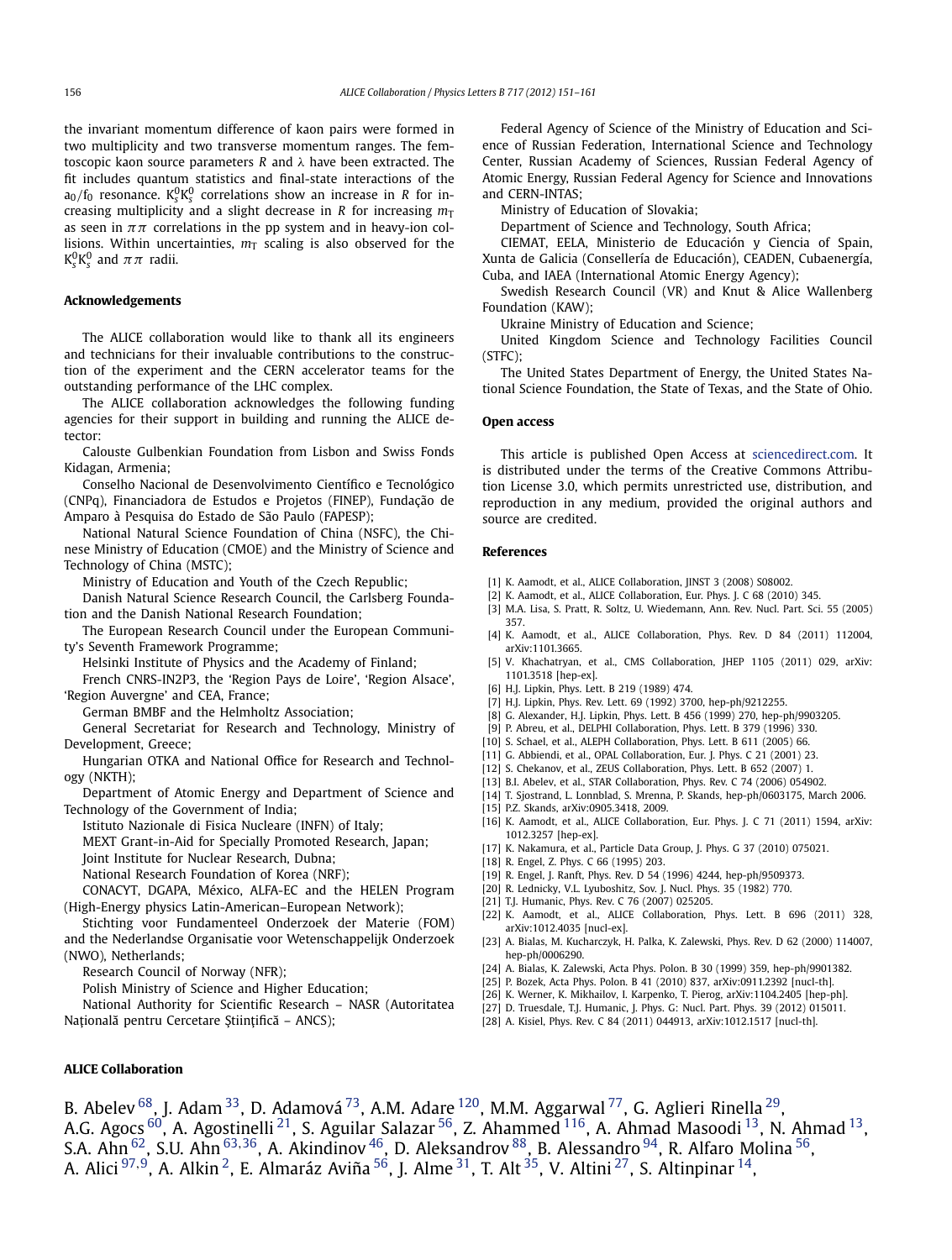the invariant momentum difference of kaon pairs were formed in two multiplicity and two transverse momentum ranges. The femtoscopic kaon source parameters $R$ and $\lambda$ have been extracted. The fit includes quantum statistics and final-state interactions of the $a_0/f_0$ resonance. $K^0_s K^0_s$ correlations show an increase in $R$ for increasing multiplicity and a slight decrease in $R$ for increasing $m_T$ as seen in $\pi\pi$ correlations in the pp system and in heavy-ion collisions. Within uncertainties, $m_T$ scaling is also observed for the $K^0_s K^0_s$ and $\pi\pi$ radii.

## Acknowledgements

The ALICE collaboration would like to thank all its engineers and technicians for their invaluable contributions to the construction of the experiment and the CERN accelerator teams for the outstanding performance of the LHC complex.

The ALICE collaboration acknowledges the following funding agencies for their support in building and running the ALICE detector:

Calouste Gulbenkian Foundation from Lisbon and Swiss Fonds Kidagan, Armenia;

Conselho Nacional de Desenvolvimento Científico e Tecnológico (CNPq), Financiadora de Estudos e Projetos (FINEP), Fundação de Amparo à Pesquisa do Estado de São Paulo (FAPESP);

National Natural Science Foundation of China (NSFC), the Chinese Ministry of Education (CMOE) and the Ministry of Science and Technology of China (MSTC);

Ministry of Education and Youth of the Czech Republic;

Danish Natural Science Research Council, the Carlsberg Foundation and the Danish National Research Foundation;

The European Research Council under the European Community's Seventh Framework Programme;

Helsinki Institute of Physics and the Academy of Finland;

French CNRS-IN2P3, the 'Region Pays de Loire', 'Region Alsace', 'Region Auvergne' and CEA, France;

German BMBF and the Helmholtz Association;

General Secretariat for Research and Technology, Ministry of Development, Greece;

Hungarian OTKA and National Office for Research and Technology (NKTH);

Department of Atomic Energy and Department of Science and Technology of the Government of India;

Istituto Nazionale di Fisica Nucleare (INFN) of Italy;

MEXT Grant-in-Aid for Specially Promoted Research, Japan;

Joint Institute for Nuclear Research, Dubna;

National Research Foundation of Korea (NRF);

CONACYT, DGAPA, México, ALFA-EC and the HELEN Program (High-Energy physics Latin-American–European Network);

Stichting voor Fundamenteel Onderzoek der Materie (FOM) and the Nederlandse Organisatie voor Wetenschappelijk Onderzoek (NWO), Netherlands;

Research Council of Norway (NFR);

Polish Ministry of Science and Higher Education;

National Authority for Scientific Research – NASR (Autoritatea Națională pentru Cercetare Științifică – ANCS);

Federal Agency of Science of the Ministry of Education and Science of Russian Federation, International Science and Technology Center, Russian Academy of Sciences, Russian Federal Agency of Atomic Energy, Russian Federal Agency for Science and Innovations and CERN-INTAS;

Ministry of Education of Slovakia;

Department of Science and Technology, South Africa;

CIEMAT, EELA, Ministerio de Educación y Ciencia of Spain, Xunta de Galicia (Consellería de Educación), CEADEN, Cubaenergía, Cuba, and IAEA (International Atomic Energy Agency);

Swedish Research Council (VR) and Knut & Alice Wallenberg Foundation (KAW);

Ukraine Ministry of Education and Science;

United Kingdom Science and Technology Facilities Council (STFC);

The United States Department of Energy, the United States National Science Foundation, the State of Texas, and the State of Ohio.

## Open access

This article is published Open Access at sciencedirect.com. It is distributed under the terms of the Creative Commons Attribution License 3.0, which permits unrestricted use, distribution, and reproduction in any medium, provided the original authors and source are credited.

## References

[1] K. Aamodt, et al., ALICE Collaboration, JINST 3 (2008) S08002.
[2] K. Aamodt, et al., ALICE Collaboration, Eur. Phys. J. C 68 (2010) 345.
[3] M.A. Lisa, S. Pratt, R. Soltz, U. Wiedemann, Ann. Rev. Nucl. Part. Sci. 55 (2005) 357.
[4] K. Aamodt, et al., ALICE Collaboration, Phys. Rev. D 84 (2011) 112004, arXiv:1101.3665.
[5] V. Khachatryan, et al., CMS Collaboration, JHEP 1105 (2011) 029, arXiv:1101.3518 [hep-ex].
[6] H.J. Lipkin, Phys. Lett. B 219 (1989) 474.
[7] H.J. Lipkin, Phys. Rev. Lett. 69 (1992) 3700, hep-ph/9212255.
[8] G. Alexander, H.J. Lipkin, Phys. Lett. B 456 (1999) 270, hep-ph/9903205.
[9] P. Abreu, et al., DELPHI Collaboration, Phys. Lett. B 379 (1996) 330.
[10] S. Schael, et al., ALEPH Collaboration, Phys. Lett. B 611 (2005) 66.
[11] G. Abbiendi, et al., OPAL Collaboration, Eur. J. Phys. C 21 (2001) 23.
[12] S. Chekanov, et al., ZEUS Collaboration, Phys. Lett. B 652 (2007) 1.
[13] B.I. Abelev, et al., STAR Collaboration, Phys. Rev. C 74 (2006) 054902.
[14] T. Sjostrand, L. Lonnblad, S. Mrenna, P. Skands, hep-ph/0603175, March 2006.
[15] P.Z. Skands, arXiv:0905.3418, 2009.
[16] K. Aamodt, et al., ALICE Collaboration, Eur. Phys. J. C 71 (2011) 1594, arXiv:1012.3257 [hep-ex].
[17] K. Nakamura, et al., Particle Data Group, J. Phys. G 37 (2010) 075021.
[18] R. Engel, Z. Phys. C 66 (1995) 203.
[19] R. Engel, J. Ranft, Phys. Rev. D 54 (1996) 4244, hep-ph/9509373.
[20] R. Lednicky, V.L. Lyuboshitz, Sov. J. Nucl. Phys. 35 (1982) 770.
[21] T.J. Humanic, Phys. Rev. C 76 (2007) 025205.
[22] K. Aamodt, et al., ALICE Collaboration, Phys. Lett. B 696 (2011) 328, arXiv:1012.4035 [nucl-ex].
[23] A. Bialas, M. Kucharczyk, H. Palka, K. Zalewski, Phys. Rev. D 62 (2000) 114007, hep-ph/0006290.
[24] A. Bialas, K. Zalewski, Acta Phys. Polon. B 30 (1999) 359, hep-ph/9901382.
[25] P. Bozek, Acta Phys. Polon. B 41 (2010) 837, arXiv:0911.2392 [nucl-th].
[26] K. Werner, K. Mikhailov, I. Karpenko, T. Pierog, arXiv:1104.2405 [hep-ph].
[27] D. Truesdale, T.J. Humanic, J. Phys. G: Nucl. Part. Phys. 39 (2012) 015011.
[28] A. Kisiel, Phys. Rev. C 84 (2011) 044913, arXiv:1012.1517 [nucl-th].

## ALICE Collaboration

B. Abelev [68], J. Adam [33], D. Adamová [73], A.M. Adare [120], M.M. Aggarwal [77], G. Aglieri Rinella [29], A.G. Agocs [60], A. Agostinelli [21], S. Aguilar Salazar [56], Z. Ahammed [116], A. Ahmad Masoodi [13], N. Ahmad [13], S.A. Ahn [62], S.U. Ahn [63,36], A. Akindinov [46], D. Aleksandrov [88], B. Alessandro [94], R. Alfaro Molina [56], A. Alici [97,9], A. Alkin [2], E. Almaráz Aviña [56], J. Alme [31], T. Alt [35], V. Altini [27], S. Altinpinar [14],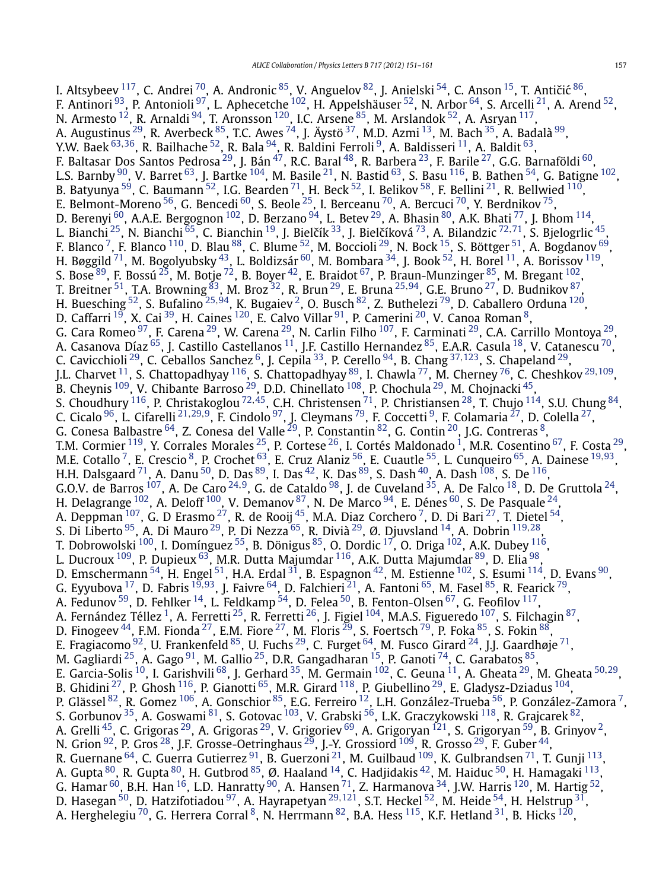I. Altsybeev [117], C. Andrei [70], A. Andronic [85], V. Anguelov [82], J. Anielski [54], C. Anson [15], T. Antičić [86], F. Antinori [93], P. Antonioli [97], L. Aphecetche [102], H. Appelshäuser [52], N. Arbor [64], S. Arcelli [21], A. Arend [52], N. Armesto [12], R. Arnaldi [94], T. Aronsson [120], I.C. Arsene [85], M. Arslandok [52], A. Asryan [117], A. Augustinus [29], R. Averbeck [85], T.C. Awes [74], J. Äystö [37], M.D. Azmi [13], M. Bach [35], A. Badalà [99], Y.W. Baek [63,36], R. Bailhache [52], R. Bala [94], R. Baldini Ferroli [9], A. Baldisseri [11], A. Baldit [63], F. Baltasar Dos Santos Pedrosa [29], J. Bán [47], R.C. Baral [48], R. Barbera [23], F. Barile [27], G.G. Barnaföldi [60], L.S. Barnby [90], V. Barret [63], J. Bartke [104], M. Basile [21], N. Bastid [63], S. Basu [116], B. Bathen [54], G. Batigne [102], B. Batyunya [59], C. Baumann [52], I.G. Bearden [71], H. Beck [52], I. Belikov [58], F. Bellini [21], R. Bellwied [110], E. Belmont-Moreno [56], G. Bencedi [60], S. Beole [25], I. Berceanu [70], A. Bercuci [70], Y. Berdnikov [75], D. Berenyi [60], A.A.E. Bergognon [102], D. Berzano [94], L. Betev [29], A. Bhasin [80], A.K. Bhati [77], J. Bhom [114], L. Bianchi [25], N. Bianchi [65], C. Bianchin [19], J. Bielčík [33], J. Bielčíková [73], A. Bilandzic [72,71], S. Bjelogrlic [45], F. Blanco [7], F. Blanco [110], D. Blau [88], C. Blume [52], M. Boccioli [29], N. Bock [15], S. Böttger [51], A. Bogdanov [69], H. Bøggild [71], M. Bogolyubsky [43], L. Boldizsár [60], M. Bombara [34], J. Book [52], H. Borel [11], A. Borissov [119], S. Bose [89], F. Bossú [25], M. Botje [72], B. Boyer [42], E. Braidot [67], P. Braun-Munzinger [85], M. Bregant [102], T. Breitner [51], T.A. Browning [83], M. Broz [32], R. Brun [29], E. Bruna [25,94], G.E. Bruno [27], D. Budnikov [87], H. Buesching [52], S. Bufalino [25,94], K. Bugaiev [2], O. Busch [82], Z. Buthelezi [79], D. Caballero Orduna [120], D. Caffarri [19], X. Cai [39], H. Caines [120], E. Calvo Villar [91], P. Camerini [20], V. Canoa Roman [8], G. Cara Romeo [97], F. Carena [29], W. Carena [29], N. Carlin Filho [107], F. Carminati [29], C.A. Carrillo Montoya [29], A. Casanova Díaz [65], J. Castillo Castellanos [11], J.F. Castillo Hernandez [85], E.A.R. Casula [18], V. Catanescu [70], C. Cavicchioli [29], C. Ceballos Sanchez [6], J. Cepila [33], P. Cerello [94], B. Chang [37,123], S. Chapeland [29], J.L. Charvet [11], S. Chattopadhyay [116], S. Chattopadhyay [89], I. Chawla [77], M. Cherney [76], C. Cheshkov [29,109], B. Cheynis [109], V. Chibante Barroso [29], D.D. Chinellato [108], P. Chochula [29], M. Chojnacki [45], S. Choudhury [116], P. Christakoglou [72,45], C.H. Christensen [71], P. Christiansen [28], T. Chujo [114], S.U. Chung [84], C. Cicalo [96], L. Cifarelli [21,29,9], F. Cindolo [97], J. Cleymans [79], F. Coccetti [9], F. Colamaria [27], D. Colella [27], G. Conesa Balbastre [64], Z. Conesa del Valle [29], P. Constantin [82], G. Contin [20], J.G. Contreras [8], T.M. Cormier [119], Y. Corrales Morales [25], P. Cortese [26], I. Cortés Maldonado [1], M.R. Cosentino [67], F. Costa [29], M.E. Cotallo [7], E. Crescio [8], P. Crochet [63], E. Cruz Alaniz [56], E. Cuautle [55], L. Cunqueiro [65], A. Dainese [19,93], H.H. Dalsgaard [71], A. Danu [50], D. Das [89], I. Das [42], K. Das [89], S. Dash [40], A. Dash [108], S. De [116], G.O.V. de Barros [107], A. De Caro [24,9], G. de Cataldo [98], J. de Cuveland [35], A. De Falco [18], D. De Gruttola [24], H. Delagrange [102], A. Deloff [100], V. Demanov [87], N. De Marco [94], E. Dénes [60], S. De Pasquale [24], A. Deppman [107], G. D Erasmo [27], R. de Rooij [45], M.A. Diaz Corchero [7], D. Di Bari [27], T. Dietel [54], S. Di Liberto [95], A. Di Mauro [29], P. Di Nezza [65], R. Divià [29], Ø. Djuvsland [14], A. Dobrin [119,28], T. Dobrowolski [100], I. Domínguez [55], B. Dönigus [85], O. Dordic [17], O. Driga [102], A.K. Dubey [116], L. Ducroux [109], P. Dupieux [63], M.R. Dutta Majumdar [116], A.K. Dutta Majumdar [89], D. Elia [98], D. Emschermann [54], H. Engel [51], H.A. Erdal [31], B. Espagnon [42], M. Estienne [102], S. Esumi [114], D. Evans [90], G. Eyyubova [17], D. Fabris [19,93], J. Faivre [64], D. Falchieri [21], A. Fantoni [65], M. Fasel [85], R. Fearick [79], A. Fedunov [59], D. Fehlker [14], L. Feldkamp [54], D. Felea [50], B. Fenton-Olsen [67], G. Feofilov [117], A. Fernández Téllez [1], A. Ferretti [25], R. Ferretti [26], J. Figiel [104], M.A.S. Figueredo [107], S. Filchagin [87], D. Finogeev [44], F.M. Fionda [27], E.M. Fiore [27], M. Floris [29], S. Foertsch [79], P. Foka [85], S. Fokin [88], E. Fragiacomo [92], U. Frankenfeld [85], U. Fuchs [29], C. Furget [64], M. Fusco Girard [24], J.J. Gaardhøje [71], M. Gagliardi [25], A. Gago [91], M. Gallio [25], D.R. Gangadharan [15], P. Ganoti [74], C. Garabatos [85], E. Garcia-Solis [10], I. Garishvili [68], J. Gerhard [35], M. Germain [102], C. Geuna [11], A. Gheata [29], M. Gheata [50,29], B. Ghidini [27], P. Ghosh [116], P. Gianotti [65], M.R. Girard [118], P. Giubellino [29], E. Gladysz-Dziadus [104], P. Glässel [82], R. Gomez [106], A. Gonschior [85], E.G. Ferreiro [12], L.H. González-Trueba [56], P. González-Zamora [7], S. Gorbunov [35], A. Goswami [81], S. Gotovac [103], V. Grabski [56], L.K. Graczykowski [118], R. Grajcarek [82], A. Grelli [45], C. Grigoras [29], A. Grigoras [29], V. Grigoriev [69], A. Grigoryan [121], S. Grigoryan [59], B. Grinyov [2], N. Grion [92], P. Gros [28], J.F. Grosse-Oetringhaus [29], J.-Y. Grossiord [109], R. Grosso [29], F. Guber [44], R. Guernane [64], C. Guerra Gutierrez [91], B. Guerzoni [21], M. Guilbaud [109], K. Gulbrandsen [71], T. Gunji [113], A. Gupta [80], R. Gupta [80], H. Gutbrod [85], Ø. Haaland [14], C. Hadjidakis [42], M. Haiduc [50], H. Hamagaki [113], G. Hamar [60], B.H. Han [16], L.D. Hanratty [90], A. Hansen [71], Z. Harmanova [34], J.W. Harris [120], M. Hartig [52], D. Hasegan [50], D. Hatzifotiadou [97], A. Hayrapetyan [29,121], S.T. Heckel [52], M. Heide [54], H. Helstrup [31], A. Herghelegiu [70], G. Herrera Corral [8], N. Herrmann [82], B.A. Hess [115], K.F. Hetland [31], B. Hicks [120],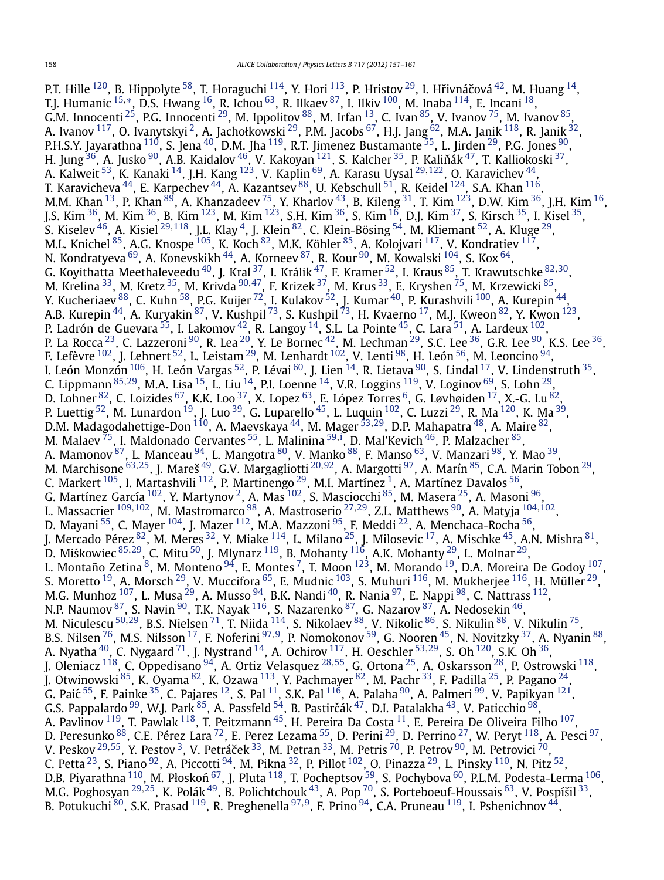P.T. Hille [120], B. Hippolyte [58], T. Horaguchi [114], Y. Hori [113], P. Hristov [29], I. Hřivnáčová [42], M. Huang [14], T.J. Humanic [15,*], D.S. Hwang [16], R. Ichou [63], R. Ilkaev [87], I. Ilkiv [100], M. Inaba [114], E. Incani [18], G.M. Innocenti [25], P.G. Innocenti [29], M. Ippolitov [88], M. Irfan [13], C. Ivan [85], V. Ivanov [75], M. Ivanov [85], A. Ivanov [117], O. Ivanytskyi [2], A. Jachołkowski [29], P.M. Jacobs [67], H.J. Jang [62], M.A. Janik [118], R. Janik [32], P.H.S.Y. Jayarathna [110], S. Jena [40], D.M. Jha [119], R.T. Jimenez Bustamante [55], L. Jirden [29], P.G. Jones [90], H. Jung [36], A. Jusko [90], A.B. Kaidalov [46], V. Kakoyan [121], S. Kalcher [35], P. Kaliňák [47], T. Kalliokoski [37], A. Kalweit [53], K. Kanaki [14], J.H. Kang [123], V. Kaplin [69], A. Karasu Uysal [29,122], O. Karavichev [44], T. Karavicheva [44], E. Karpechev [44], A. Kazantsev [88], U. Kebschull [51], R. Keidel [124], S.A. Khan [116], M.M. Khan [13], P. Khan [89], A. Khanzadeev [75], Y. Kharlov [43], B. Kileng [31], T. Kim [123], D.W. Kim [36], J.H. Kim [16], J.S. Kim [36], M. Kim [36], B. Kim [123], M. Kim [123], S.H. Kim [36], S. Kim [16], D.J. Kim [37], S. Kirsch [35], I. Kisel [35], S. Kiselev [46], A. Kisiel [29,118], J.L. Klay [4], J. Klein [82], C. Klein-Bösing [54], M. Kliemant [52], A. Kluge [29], M.L. Knichel [85], A.G. Knospe [105], K. Koch [82], M.K. Köhler [85], A. Kolojvari [117], V. Kondratiev [117], N. Kondratyeva [69], A. Konevskikh [44], A. Korneev [87], R. Kour [90], M. Kowalski [104], S. Kox [64], G. Koyithatta Meethaleveedu [40], J. Kral [37], I. Králik [47], F. Kramer [52], I. Kraus [85], T. Krawutschke [82,30], M. Krelina [33], M. Kretz [35], M. Krivda [90,47], F. Krizek [37], M. Krus [33], E. Kryshen [75], M. Krzewicki [85], Y. Kucheriaev [88], C. Kuhn [58], P.G. Kuijer [72], I. Kulakov [52], J. Kumar [40], P. Kurashvili [100], A. Kurepin [44], A.B. Kurepin [44], A. Kuryakin [87], V. Kushpil [73], S. Kushpil [73], H. Kvaerno [17], M.J. Kweon [82], Y. Kwon [123], P. Ladrón de Guevara [55], I. Lakomov [42], R. Langoy [14], S.L. La Pointe [45], C. Lara [51], A. Lardeux [102], P. La Rocca [23], C. Lazzeroni [90], R. Lea [20], Y. Le Bornec [42], M. Lechman [29], S.C. Lee [36], G.R. Lee [90], K.S. Lee [36], F. Lefèvre [102], J. Lehnert [52], L. Leistam [29], M. Lenhardt [102], V. Lenti [98], H. León [56], M. Leoncino [94], I. León Monzón [106], H. León Vargas [52], P. Lévai [60], J. Lien [14], R. Lietava [90], S. Lindal [17], V. Lindenstruth [35], C. Lippmann [85,29], M.A. Lisa [15], L. Liu [14], P.I. Loenne [14], V.R. Loggins [119], V. Loginov [69], S. Lohn [29], D. Lohner [82], C. Loizides [67], K.K. Loo [37], X. Lopez [63], E. López Torres [6], G. Løvhøiden [17], X.-G. Lu [82], P. Luettig [52], M. Lunardon [19], J. Luo [39], G. Luparello [45], L. Luquin [102], C. Luzzi [29], R. Ma [120], K. Ma [39], D.M. Madagodahettige-Don [110], A. Maevskaya [44], M. Mager [53,29], D.P. Mahapatra [48], A. Maire [82], M. Malaev [75], I. Maldonado Cervantes [55], L. Malinina [59,i], D. Mal'Kevich [46], P. Malzacher [85], A. Mamonov [87], L. Manceau [94], L. Mangotra [80], V. Manko [88], F. Manso [63], V. Manzari [98], Y. Mao [39], M. Marchisone [63,25], J. Mareš [49], G.V. Margagliotti [20,92], A. Margotti [97], A. Marín [85], C.A. Marin Tobon [29], C. Markert [105], I. Martashvili [112], P. Martinengo [29], M.I. Martínez [1], A. Martínez Davalos [56], G. Martínez García [102], Y. Martynov [2], A. Mas [102], S. Masciocchi [85], M. Masera [25], A. Masoni [96], L. Massacrier [109,102], M. Mastromarco [98], A. Mastroserio [27,29], Z.L. Matthews [90], A. Matyja [104,102], D. Mayani [55], C. Mayer [104], J. Mazer [112], M.A. Mazzoni [95], F. Meddi [22], A. Menchaca-Rocha [56], J. Mercado Pérez [82], M. Meres [32], Y. Miake [114], L. Milano [25], J. Milosevic [17], A. Mischke [45], A.N. Mishra [81], D. Miśkowiec [85,29], C. Mitu [50], J. Mlynarz [119], B. Mohanty [116], A.K. Mohanty [29], L. Molnar [29], L. Montaño Zetina [8], M. Monteno [94], E. Montes [7], T. Moon [123], M. Morando [19], D.A. Moreira De Godoy [107], S. Moretto [19], A. Morsch [29], V. Muccifora [65], E. Mudnic [103], S. Muhuri [116], M. Mukherjee [116], H. Müller [29], M.G. Munhoz [107], L. Musa [29], A. Musso [94], B.K. Nandi [40], R. Nania [97], E. Nappi [98], C. Nattrass [112], N.P. Naumov [87], S. Navin [90], T.K. Nayak [116], S. Nazarenko [87], G. Nazarov [87], A. Nedosekin [46], M. Niculescu [50,29], B.S. Nielsen [71], T. Niida [114], S. Nikolaev [88], V. Nikolic [86], S. Nikulin [88], V. Nikulin [75], B.S. Nilsen [76], M.S. Nilsson [17], F. Noferini [97,9], P. Nomokonov [59], G. Nooren [45], N. Novitzky [37], A. Nyanin [88], A. Nyatha [40], C. Nygaard [71], J. Nystrand [14], A. Ochirov [117], H. Oeschler [53,29], S. Oh [120], S.K. Oh [36], J. Oleniacz [118], C. Oppedisano [94], A. Ortiz Velasquez [28,55], G. Ortona [25], A. Oskarsson [28], P. Ostrowski [118], J. Otwinowski [85], K. Oyama [82], K. Ozawa [113], Y. Pachmayer [82], M. Pachr [33], F. Padilla [25], P. Pagano [24], G. Paić [55], F. Painke [35], C. Pajares [12], S. Pal [11], S.K. Pal [116], A. Palaha [90], A. Palmeri [99], V. Papikyan [121], G.S. Pappalardo [99], W.J. Park [85], A. Passfeld [54], B. Pastirčák [47], D.I. Patalakha [43], V. Paticchio [98], A. Pavlinov [119], T. Pawlak [118], T. Peitzmann [45], H. Pereira Da Costa [11], E. Pereira De Oliveira Filho [107], D. Peresunko [88], C.E. Pérez Lara [72], E. Perez Lezama [55], D. Perini [29], D. Perrino [27], W. Peryt [118], A. Pesci [97], V. Peskov [29,55], Y. Pestov [3], V. Petráček [33], M. Petran [33], M. Petris [70], P. Petrov [90], M. Petrovici [70], C. Petta [23], S. Piano [92], A. Piccotti [94], M. Pikna [32], P. Pillot [102], O. Pinazza [29], L. Pinsky [110], N. Pitz [52], D.B. Piyarathna [110], M. Płoskoń [67], J. Pluta [118], T. Pocheptsov [59], S. Pochybova [60], P.L.M. Podesta-Lerma [106], M.G. Poghosyan [29,25], K. Polák [49], B. Polichtchouk [43], A. Pop [70], S. Porteboeuf-Houssais [63], V. Pospíšil [33], B. Potukuchi [80], S.K. Prasad [119], R. Preghenella [97,9], F. Prino [94], C.A. Pruneau [119], I. Pshenichnov [44],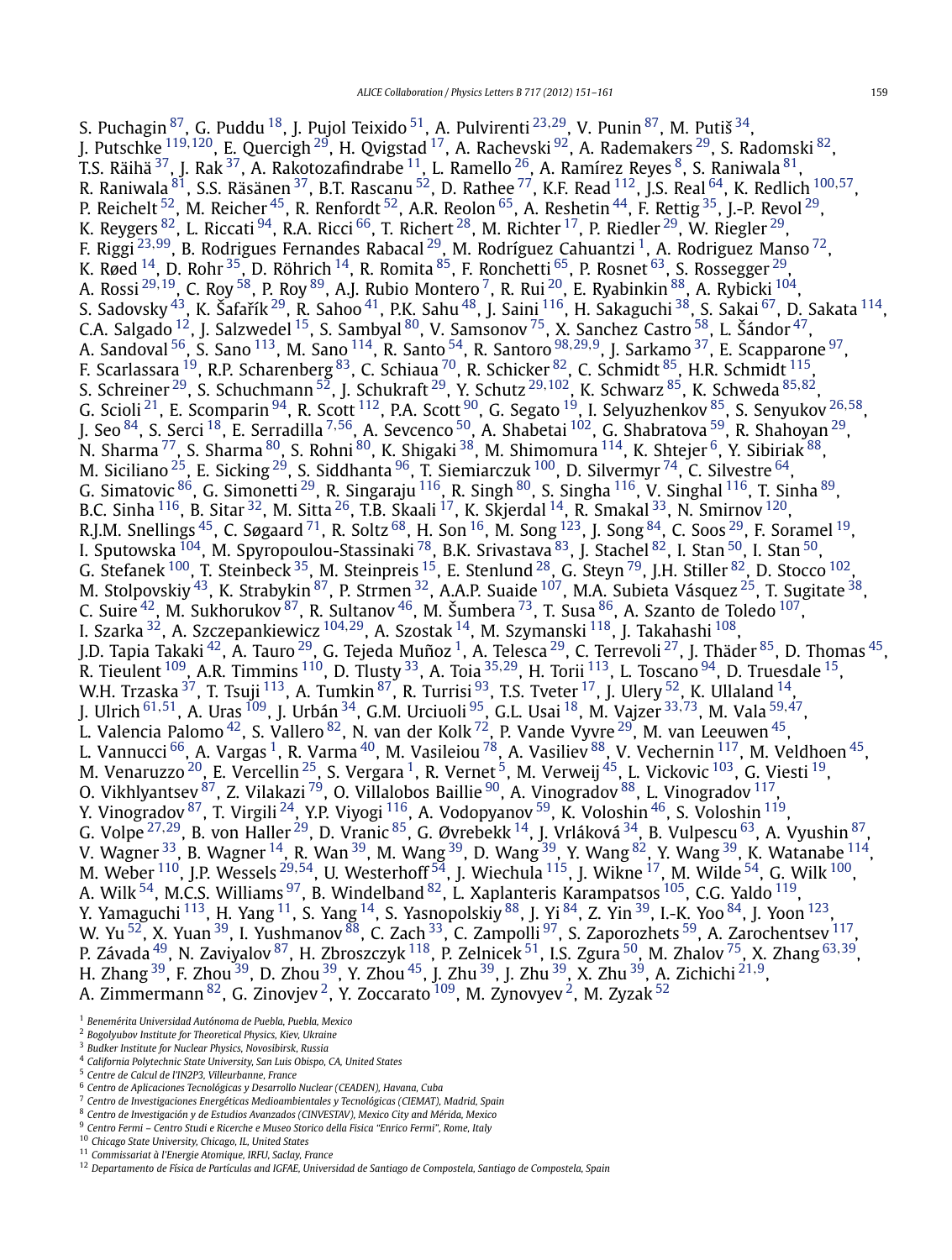S. Puchagin[87], G. Puddu[18], J. Pujol Teixido[51], A. Pulvirenti[23,29], V. Punin[87], M. Putiš[34], J. Putschke[119,120], E. Quercigh[29], H. Qvigstad[17], A. Rachevski[92], A. Rademakers[29], S. Radomski[82], T.S. Räihä[37], J. Rak[37], A. Rakotozafindrabe[11], L. Ramello[26], A. Ramírez Reyes[8], S. Raniwala[81], R. Raniwala[81], S.S. Räsänen[37], B.T. Rascanu[52], D. Rathee[77], K.F. Read[112], J.S. Real[64], K. Redlich[100,57], P. Reichelt[52], M. Reicher[45], R. Renfordt[52], A.R. Reolon[65], A. Reshetin[44], F. Rettig[35], J.-P. Revol[29], K. Reygers[82], L. Riccati[94], R.A. Ricci[66], T. Richert[28], M. Richter[17], P. Riedler[29], W. Riegler[29], F. Riggi[23,99], B. Rodrigues Fernandes Rabacal[29], M. Rodríguez Cahuantzi[1], A. Rodriguez Manso[72], K. Røed[14], D. Rohr[35], D. Röhrich[14], R. Romita[85], F. Ronchetti[65], P. Rosnet[63], S. Rossegger[29], A. Rossi[29,19], C. Roy[58], P. Roy[89], A.J. Rubio Montero[7], R. Rui[20], E. Ryabinkin[88], A. Rybicki[104], S. Sadovsky[43], K. Šafařík[29], R. Sahoo[41], P.K. Sahu[48], J. Saini[116], H. Sakaguchi[38], S. Sakai[67], D. Sakata[114], C.A. Salgado[12], J. Salzwedel[15], S. Sambyal[80], V. Samsonov[75], X. Sanchez Castro[58], L. Šándor[47], A. Sandoval[56], S. Sano[113], M. Sano[114], R. Santo[54], R. Santoro[98,29,9], J. Sarkamo[37], E. Scapparone[97], F. Scarlassara[19], R.P. Scharenberg[83], C. Schiaua[70], R. Schicker[82], C. Schmidt[85], H.R. Schmidt[115], S. Schreiner[29], S. Schuchmann[52], J. Schukraft[29], Y. Schutz[29,102], K. Schwarz[85], K. Schweda[85,82], G. Scioli[21], E. Scomparin[94], R. Scott[112], P.A. Scott[90], G. Segato[19], I. Selyuzhenkov[85], S. Senyukov[26,58], J. Seo[84], S. Serci[18], E. Serradilla[7,56], A. Sevcenco[50], A. Shabetai[102], G. Shabratova[59], R. Shahoyan[29], N. Sharma[77], S. Sharma[80], S. Rohni[80], K. Shigaki[38], M. Shimomura[114], K. Shtejer[6], Y. Sibiriak[88], M. Siciliano[25], E. Sicking[29], S. Siddhanta[96], T. Siemiarczuk[100], D. Silvermyr[74], C. Silvestre[64], G. Simatovic[86], G. Simonetti[29], R. Singaraju[116], R. Singh[80], S. Singha[116], V. Singhal[116], T. Sinha[89], B.C. Sinha[116], B. Sitar[32], M. Sitta[26], T.B. Skaali[17], K. Skjerdal[14], R. Smakal[33], N. Smirnov[120], R.J.M. Snellings[45], C. Søgaard[71], R. Soltz[68], H. Son[16], M. Song[123], J. Song[84], C. Soos[29], F. Soramel[19], I. Sputowska[104], M. Spyropoulou-Stassinaki[78], B.K. Srivastava[83], J. Stachel[82], I. Stan[50], I. Stan[50], G. Stefanek[100], T. Steinbeck[35], M. Steinpreis[15], E. Stenlund[28], G. Steyn[79], J.H. Stiller[82], D. Stocco[102], M. Stolpovskiy[43], K. Strabykin[87], P. Strmen[32], A.A.P. Suaide[107], M.A. Subieta Vásquez[25], T. Sugitate[38], C. Suire[42], M. Sukhorukov[87], R. Sultanov[46], M. Šumbera[73], T. Susa[86], A. Szanto de Toledo[107], I. Szarka[32], A. Szczepankiewicz[104,29], A. Szostak[14], M. Szymanski[118], J. Takahashi[108], J.D. Tapia Takaki[42], A. Tauro[29], G. Tejeda Muñoz[1], A. Telesca[29], C. Terrevoli[27], J. Thäder[85], D. Thomas[45], R. Tieulent[109], A.R. Timmins[110], D. Tlusty[33], A. Toia[35,29], H. Torii[113], L. Toscano[94], D. Truesdale[15], W.H. Trzaska[37], T. Tsuji[113], A. Tumkin[87], R. Turrisi[93], T.S. Tveter[17], J. Ulery[52], K. Ullaland[14], J. Ulrich[61,51], A. Uras[109], J. Urbán[34], G.M. Urciuoli[95], G.L. Usai[18], M. Vajzer[33,73], M. Vala[59,47], L. Valencia Palomo[42], S. Vallero[82], N. van der Kolk[72], P. Vande Vyvre[29], M. van Leeuwen[45], L. Vannucci[66], A. Vargas[1], R. Varma[40], M. Vasileiou[78], A. Vasiliev[88], V. Vechernin[117], M. Veldhoen[45], M. Venaruzzo[20], E. Vercellin[25], S. Vergara[1], R. Vernet[5], M. Verweij[45], L. Vickovic[103], G. Viesti[19], O. Vikhlyantsev[87], Z. Vilakazi[79], O. Villalobos Baillie[90], A. Vinogradov[88], L. Vinogradov[117], Y. Vinogradov[87], T. Virgili[24], Y.P. Viyogi[116], A. Vodopyanov[59], K. Voloshin[46], S. Voloshin[119], G. Volpe[27,29], B. von Haller[29], D. Vranic[85], G. Øvrebekk[14], J. Vrláková[34], B. Vulpescu[63], A. Vyushin[87], V. Wagner[33], B. Wagner[14], R. Wan[39], M. Wang[39], D. Wang[39], Y. Wang[82], Y. Wang[39], K. Watanabe[114], M. Weber[110], J.P. Wessels[29,54], U. Westerhoff[54], J. Wiechula[115], J. Wikne[17], M. Wilde[54], G. Wilk[100], A. Wilk[54], M.C.S. Williams[97], B. Windelband[82], L. Xaplanteris Karampatsos[105], C.G. Yaldo[119], Y. Yamaguchi[113], H. Yang[11], S. Yang[14], S. Yasnopolskiy[88], J. Yi[84], Z. Yin[39], I.-K. Yoo[84], J. Yoon[123], W. Yu[52], X. Yuan[39], I. Yushmanov[88], C. Zach[33], C. Zampolli[97], S. Zaporozhets[59], A. Zarochentsev[117], P. Závada[49], N. Zaviyalov[87], H. Zbroszczyk[118], P. Zelnicek[51], I.S. Zgura[50], M. Zhalov[75], X. Zhang[63,39], H. Zhang[39], F. Zhou[39], D. Zhou[39], Y. Zhou[45], J. Zhu[39], J. Zhu[39], X. Zhu[39], A. Zichichi[21,9], A. Zimmermann[82], G. Zinovjev[2], Y. Zoccarato[109], M. Zynovyev[2], M. Zyzak[52]

[1] *Benemérita Universidad Autónoma de Puebla, Puebla, Mexico*
[2] *Bogolyubov Institute for Theoretical Physics, Kiev, Ukraine*
[3] *Budker Institute for Nuclear Physics, Novosibirsk, Russia*
[4] *California Polytechnic State University, San Luis Obispo, CA, United States*
[5] *Centre de Calcul de l'IN2P3, Villeurbanne, France*
[6] *Centro de Aplicaciones Tecnológicas y Desarrollo Nuclear (CEADEN), Havana, Cuba*
[7] *Centro de Investigaciones Energéticas Medioambientales y Tecnológicas (CIEMAT), Madrid, Spain*
[8] *Centro de Investigación y de Estudios Avanzados (CINVESTAV), Mexico City and Mérida, Mexico*
[9] *Centro Fermi – Centro Studi e Ricerche e Museo Storico della Fisica "Enrico Fermi", Rome, Italy*
[10] *Chicago State University, Chicago, IL, United States*
[11] *Commissariat à l'Energie Atomique, IRFU, Saclay, France*
[12] *Departamento de Física de Partículas and IGFAE, Universidad de Santiago de Compostela, Santiago de Compostela, Spain*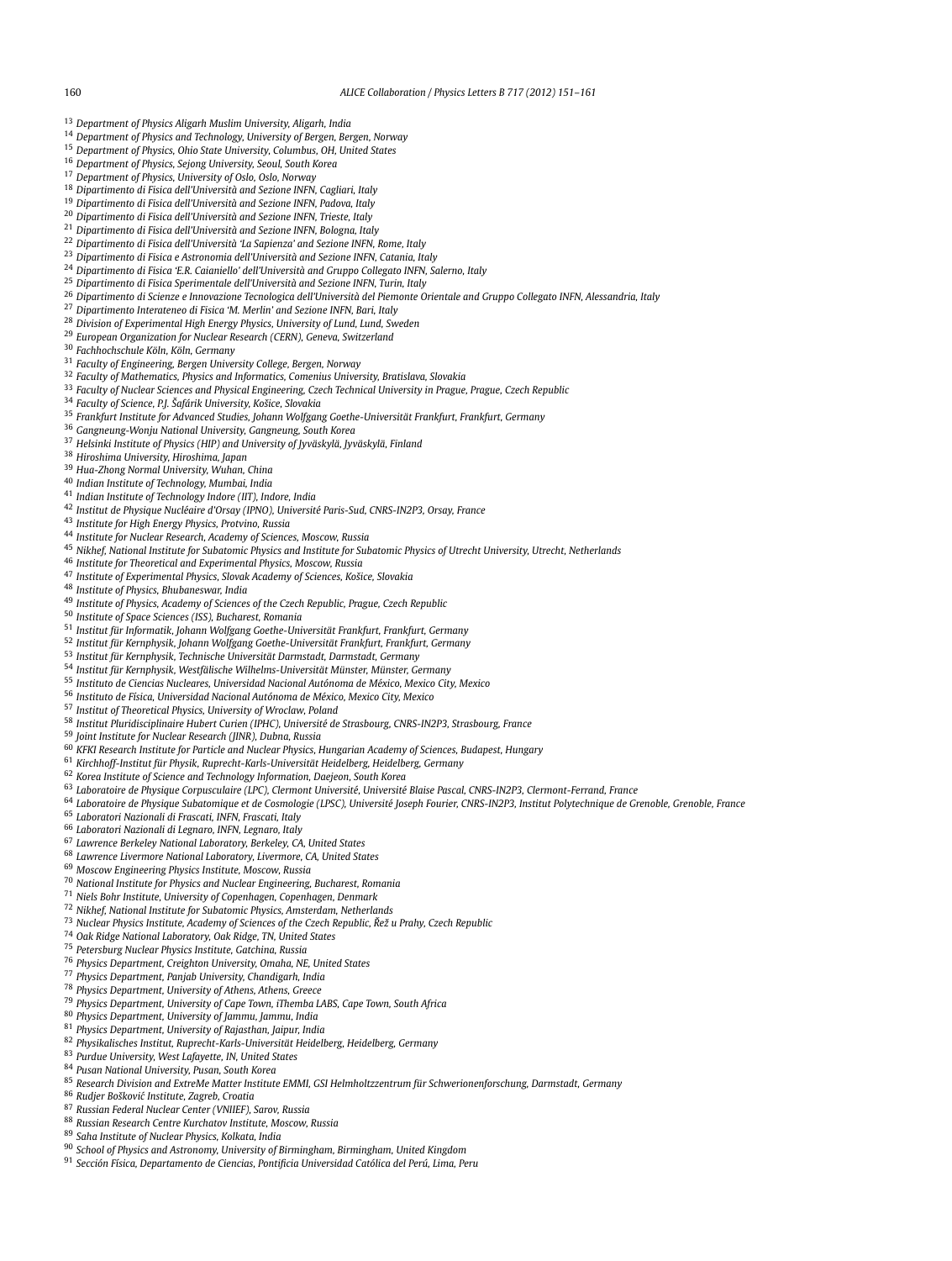[13] *Department of Physics Aligarh Muslim University, Aligarh, India*
[14] *Department of Physics and Technology, University of Bergen, Bergen, Norway*
[15] *Department of Physics, Ohio State University, Columbus, OH, United States*
[16] *Department of Physics, Sejong University, Seoul, South Korea*
[17] *Department of Physics, University of Oslo, Oslo, Norway*
[18] *Dipartimento di Fisica dell'Università and Sezione INFN, Cagliari, Italy*
[19] *Dipartimento di Fisica dell'Università and Sezione INFN, Padova, Italy*
[20] *Dipartimento di Fisica dell'Università and Sezione INFN, Trieste, Italy*
[21] *Dipartimento di Fisica dell'Università and Sezione INFN, Bologna, Italy*
[22] *Dipartimento di Fisica dell'Università 'La Sapienza' and Sezione INFN, Rome, Italy*
[23] *Dipartimento di Fisica e Astronomia dell'Università and Sezione INFN, Catania, Italy*
[24] *Dipartimento di Fisica 'E.R. Caianiello' dell'Università and Gruppo Collegato INFN, Salerno, Italy*
[25] *Dipartimento di Fisica Sperimentale dell'Università and Sezione INFN, Turin, Italy*
[26] *Dipartimento di Scienze e Innovazione Tecnologica dell'Università del Piemonte Orientale and Gruppo Collegato INFN, Alessandria, Italy*
[27] *Dipartimento Interateneo di Fisica 'M. Merlin' and Sezione INFN, Bari, Italy*
[28] *Division of Experimental High Energy Physics, University of Lund, Lund, Sweden*
[29] *European Organization for Nuclear Research (CERN), Geneva, Switzerland*
[30] *Fachhochschule Köln, Köln, Germany*
[31] *Faculty of Engineering, Bergen University College, Bergen, Norway*
[32] *Faculty of Mathematics, Physics and Informatics, Comenius University, Bratislava, Slovakia*
[33] *Faculty of Nuclear Sciences and Physical Engineering, Czech Technical University in Prague, Prague, Czech Republic*
[34] *Faculty of Science, P.J. Šafárik University, Košice, Slovakia*
[35] *Frankfurt Institute for Advanced Studies, Johann Wolfgang Goethe-Universität Frankfurt, Frankfurt, Germany*
[36] *Gangneung-Wonju National University, Gangneung, South Korea*
[37] *Helsinki Institute of Physics (HIP) and University of Jyväskylä, Jyväskylä, Finland*
[38] *Hiroshima University, Hiroshima, Japan*
[39] *Hua-Zhong Normal University, Wuhan, China*
[40] *Indian Institute of Technology, Mumbai, India*
[41] *Indian Institute of Technology Indore (IIT), Indore, India*
[42] *Institut de Physique Nucléaire d'Orsay (IPNO), Université Paris-Sud, CNRS-IN2P3, Orsay, France*
[43] *Institute for High Energy Physics, Protvino, Russia*
[44] *Institute for Nuclear Research, Academy of Sciences, Moscow, Russia*
[45] *Nikhef, National Institute for Subatomic Physics and Institute for Subatomic Physics of Utrecht University, Utrecht, Netherlands*
[46] *Institute for Theoretical and Experimental Physics, Moscow, Russia*
[47] *Institute of Experimental Physics, Slovak Academy of Sciences, Košice, Slovakia*
[48] *Institute of Physics, Bhubaneswar, India*
[49] *Institute of Physics, Academy of Sciences of the Czech Republic, Prague, Czech Republic*
[50] *Institute of Space Sciences (ISS), Bucharest, Romania*
[51] *Institut für Informatik, Johann Wolfgang Goethe-Universität Frankfurt, Frankfurt, Germany*
[52] *Institut für Kernphysik, Johann Wolfgang Goethe-Universität Frankfurt, Frankfurt, Germany*
[53] *Institut für Kernphysik, Technische Universität Darmstadt, Darmstadt, Germany*
[54] *Institut für Kernphysik, Westfälische Wilhelms-Universität Münster, Münster, Germany*
[55] *Instituto de Ciencias Nucleares, Universidad Nacional Autónoma de México, Mexico City, Mexico*
[56] *Instituto de Física, Universidad Nacional Autónoma de México, Mexico City, Mexico*
[57] *Institut of Theoretical Physics, University of Wroclaw, Poland*
[58] *Institut Pluridisciplinaire Hubert Curien (IPHC), Université de Strasbourg, CNRS-IN2P3, Strasbourg, France*
[59] *Joint Institute for Nuclear Research (JINR), Dubna, Russia*
[60] *KFKI Research Institute for Particle and Nuclear Physics, Hungarian Academy of Sciences, Budapest, Hungary*
[61] *Kirchhoff-Institut für Physik, Ruprecht-Karls-Universität Heidelberg, Heidelberg, Germany*
[62] *Korea Institute of Science and Technology Information, Daejeon, South Korea*
[63] *Laboratoire de Physique Corpusculaire (LPC), Clermont Université, Université Blaise Pascal, CNRS-IN2P3, Clermont-Ferrand, France*
[64] *Laboratoire de Physique Subatomique et de Cosmologie (LPSC), Université Joseph Fourier, CNRS-IN2P3, Institut Polytechnique de Grenoble, Grenoble, France*
[65] *Laboratori Nazionali di Frascati, INFN, Frascati, Italy*
[66] *Laboratori Nazionali di Legnaro, INFN, Legnaro, Italy*
[67] *Lawrence Berkeley National Laboratory, Berkeley, CA, United States*
[68] *Lawrence Livermore National Laboratory, Livermore, CA, United States*
[69] *Moscow Engineering Physics Institute, Moscow, Russia*
[70] *National Institute for Physics and Nuclear Engineering, Bucharest, Romania*
[71] *Niels Bohr Institute, University of Copenhagen, Copenhagen, Denmark*
[72] *Nikhef, National Institute for Subatomic Physics, Amsterdam, Netherlands*
[73] *Nuclear Physics Institute, Academy of Sciences of the Czech Republic, Řež u Prahy, Czech Republic*
[74] *Oak Ridge National Laboratory, Oak Ridge, TN, United States*
[75] *Petersburg Nuclear Physics Institute, Gatchina, Russia*
[76] *Physics Department, Creighton University, Omaha, NE, United States*
[77] *Physics Department, Panjab University, Chandigarh, India*
[78] *Physics Department, University of Athens, Athens, Greece*
[79] *Physics Department, University of Cape Town, iThemba LABS, Cape Town, South Africa*
[80] *Physics Department, University of Jammu, Jammu, India*
[81] *Physics Department, University of Rajasthan, Jaipur, India*
[82] *Physikalisches Institut, Ruprecht-Karls-Universität Heidelberg, Heidelberg, Germany*
[83] *Purdue University, West Lafayette, IN, United States*
[84] *Pusan National University, Pusan, South Korea*
[85] *Research Division and ExtreMe Matter Institute EMMI, GSI Helmholtzzentrum für Schwerionenforschung, Darmstadt, Germany*
[86] *Rudjer Bošković Institute, Zagreb, Croatia*
[87] *Russian Federal Nuclear Center (VNIIEF), Sarov, Russia*
[88] *Russian Research Centre Kurchatov Institute, Moscow, Russia*
[89] *Saha Institute of Nuclear Physics, Kolkata, India*
[90] *School of Physics and Astronomy, University of Birmingham, Birmingham, United Kingdom*
[91] *Sección Física, Departamento de Ciencias, Pontificia Universidad Católica del Perú, Lima, Peru*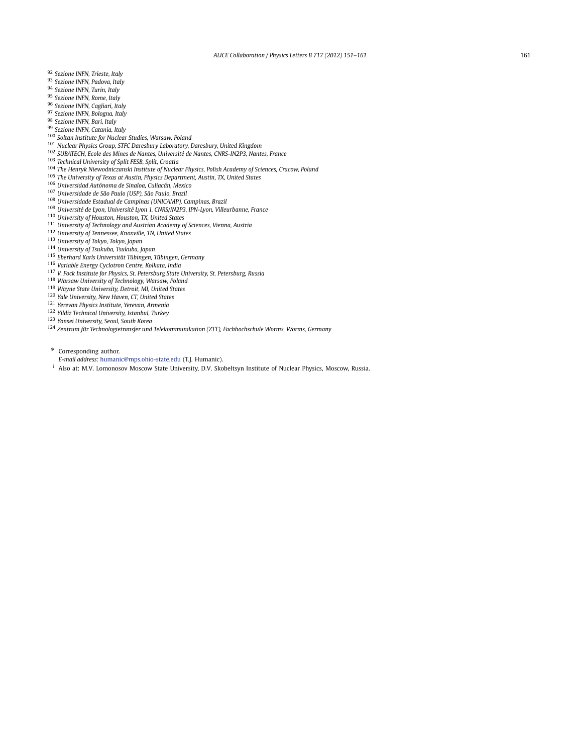[92] *Sezione INFN, Trieste, Italy*
[93] *Sezione INFN, Padova, Italy*
[94] *Sezione INFN, Turin, Italy*
[95] *Sezione INFN, Rome, Italy*
[96] *Sezione INFN, Cagliari, Italy*
[97] *Sezione INFN, Bologna, Italy*
[98] *Sezione INFN, Bari, Italy*
[99] *Sezione INFN, Catania, Italy*
[100] *Soltan Institute for Nuclear Studies, Warsaw, Poland*
[101] *Nuclear Physics Group, STFC Daresbury Laboratory, Daresbury, United Kingdom*
[102] *SUBATECH, Ecole des Mines de Nantes, Université de Nantes, CNRS-IN2P3, Nantes, France*
[103] *Technical University of Split FESB, Split, Croatia*
[104] *The Henryk Niewodniczanski Institute of Nuclear Physics, Polish Academy of Sciences, Cracow, Poland*
[105] *The University of Texas at Austin, Physics Department, Austin, TX, United States*
[106] *Universidad Autónoma de Sinaloa, Culiacán, Mexico*
[107] *Universidade de São Paulo (USP), São Paulo, Brazil*
[108] *Universidade Estadual de Campinas (UNICAMP), Campinas, Brazil*
[109] *Université de Lyon, Université Lyon 1, CNRS/IN2P3, IPN-Lyon, Villeurbanne, France*
[110] *University of Houston, Houston, TX, United States*
[111] *University of Technology and Austrian Academy of Sciences, Vienna, Austria*
[112] *University of Tennessee, Knoxville, TN, United States*
[113] *University of Tokyo, Tokyo, Japan*
[114] *University of Tsukuba, Tsukuba, Japan*
[115] *Eberhard Karls Universität Tübingen, Tübingen, Germany*
[116] *Variable Energy Cyclotron Centre, Kolkata, India*
[117] *V. Fock Institute for Physics, St. Petersburg State University, St. Petersburg, Russia*
[118] *Warsaw University of Technology, Warsaw, Poland*
[119] *Wayne State University, Detroit, MI, United States*
[120] *Yale University, New Haven, CT, United States*
[121] *Yerevan Physics Institute, Yerevan, Armenia*
[122] *Yildiz Technical University, Istanbul, Turkey*
[123] *Yonsei University, Seoul, South Korea*
[124] *Zentrum für Technologietransfer und Telekommunikation (ZTT), Fachhochschule Worms, Worms, Germany*

\* Corresponding author.
*E-mail address:* humanic@mps.ohio-state.edu (T.J. Humanic).

[i] Also at: M.V. Lomonosov Moscow State University, D.V. Skobeltsyn Institute of Nuclear Physics, Moscow, Russia.